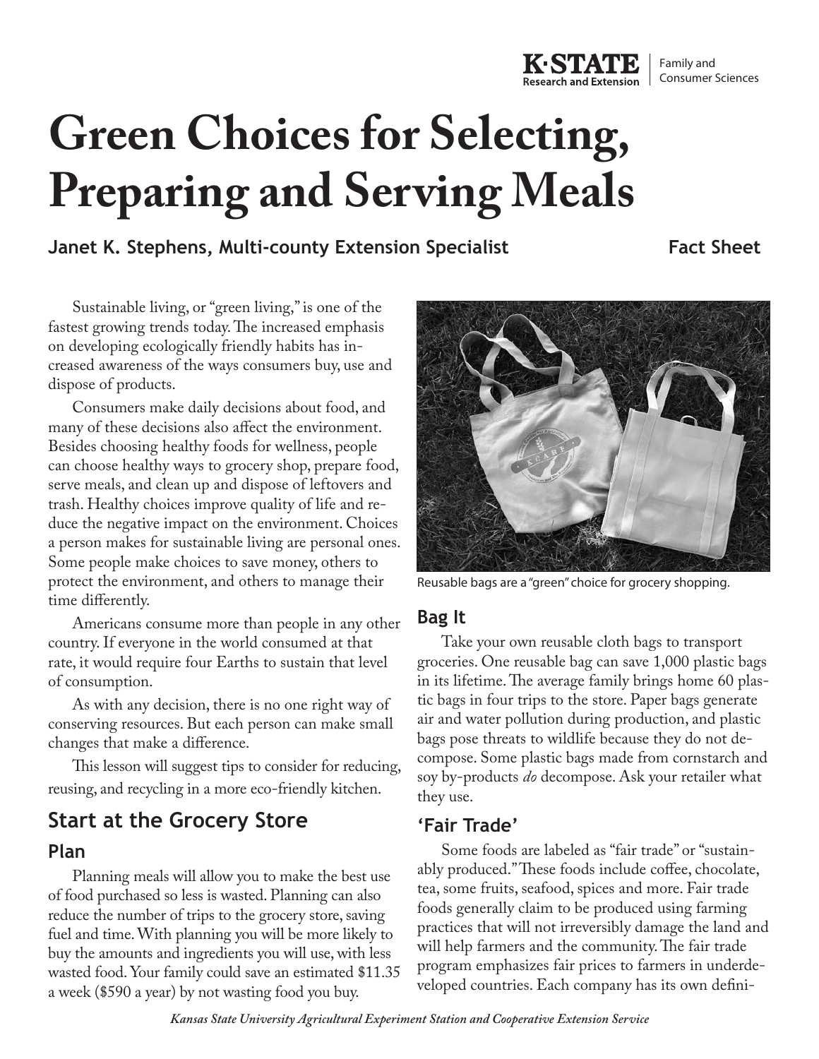# Green Choices for Selecting, Preparing and Serving Meals

**Janet K. Stephens, Multi-county Extension Specialist** **Fact Sheet**

Sustainable living, or "green living," is one of the fastest growing trends today. The increased emphasis on developing ecologically friendly habits has increased awareness of the ways consumers buy, use and dispose of products.

Consumers make daily decisions about food, and many of these decisions also affect the environment. Besides choosing healthy foods for wellness, people can choose healthy ways to grocery shop, prepare food, serve meals, and clean up and dispose of leftovers and trash. Healthy choices improve quality of life and reduce the negative impact on the environment. Choices a person makes for sustainable living are personal ones. Some people make choices to save money, others to protect the environment, and others to manage their time differently.

Americans consume more than people in any other country. If everyone in the world consumed at that rate, it would require four Earths to sustain that level of consumption.

As with any decision, there is no one right way of conserving resources. But each person can make small changes that make a difference.

This lesson will suggest tips to consider for reducing, reusing, and recycling in a more eco-friendly kitchen.

## Start at the Grocery Store

### Plan

Planning meals will allow you to make the best use of food purchased so less is wasted. Planning can also reduce the number of trips to the grocery store, saving fuel and time. With planning you will be more likely to buy the amounts and ingredients you will use, with less wasted food. Your family could save an estimated $11.35 a week ($590 a year) by not wasting food you buy.

Reusable bags are a "green" choice for grocery shopping.

### Bag It

Take your own reusable cloth bags to transport groceries. One reusable bag can save 1,000 plastic bags in its lifetime. The average family brings home 60 plastic bags in four trips to the store. Paper bags generate air and water pollution during production, and plastic bags pose threats to wildlife because they do not decompose. Some plastic bags made from cornstarch and soy by-products *do* decompose. Ask your retailer what they use.

### 'Fair Trade'

Some foods are labeled as "fair trade" or "sustainably produced." These foods include coffee, chocolate, tea, some fruits, seafood, spices and more. Fair trade foods generally claim to be produced using farming practices that will not irreversibly damage the land and will help farmers and the community. The fair trade program emphasizes fair prices to farmers in underdeveloped countries. Each company has its own defini-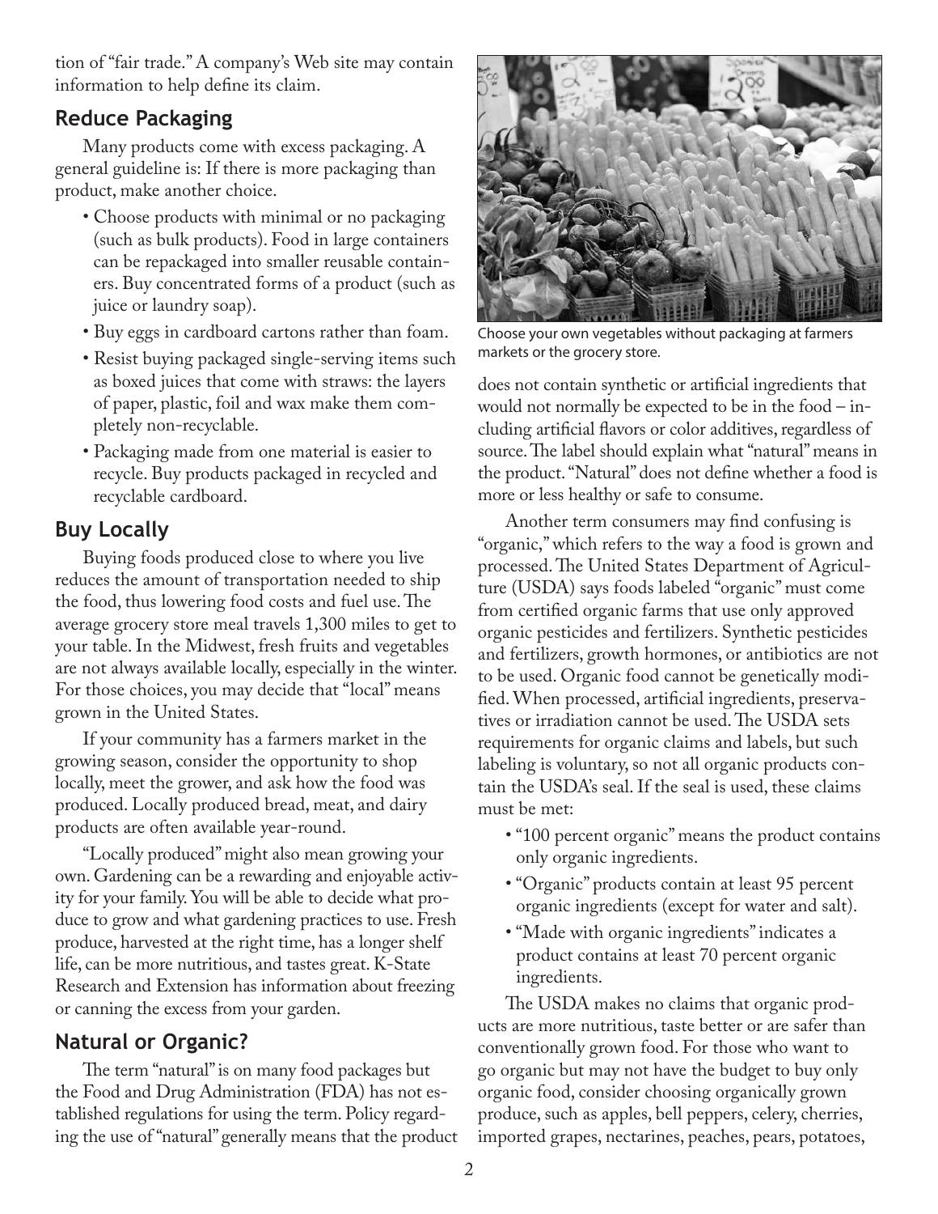tion of "fair trade." A company's Web site may contain information to help define its claim.

## Reduce Packaging

Many products come with excess packaging. A general guideline is: If there is more packaging than product, make another choice.

- Choose products with minimal or no packaging (such as bulk products). Food in large containers can be repackaged into smaller reusable containers. Buy concentrated forms of a product (such as juice or laundry soap).
- Buy eggs in cardboard cartons rather than foam.
- Resist buying packaged single-serving items such as boxed juices that come with straws: the layers of paper, plastic, foil and wax make them completely non-recyclable.
- Packaging made from one material is easier to recycle. Buy products packaged in recycled and recyclable cardboard.

## Buy Locally

Buying foods produced close to where you live reduces the amount of transportation needed to ship the food, thus lowering food costs and fuel use. The average grocery store meal travels 1,300 miles to get to your table. In the Midwest, fresh fruits and vegetables are not always available locally, especially in the winter. For those choices, you may decide that "local" means grown in the United States.

If your community has a farmers market in the growing season, consider the opportunity to shop locally, meet the grower, and ask how the food was produced. Locally produced bread, meat, and dairy products are often available year-round.

"Locally produced" might also mean growing your own. Gardening can be a rewarding and enjoyable activity for your family. You will be able to decide what produce to grow and what gardening practices to use. Fresh produce, harvested at the right time, has a longer shelf life, can be more nutritious, and tastes great. K-State Research and Extension has information about freezing or canning the excess from your garden.

## Natural or Organic?

The term "natural" is on many food packages but the Food and Drug Administration (FDA) has not established regulations for using the term. Policy regarding the use of "natural" generally means that the product does not contain synthetic or artificial ingredients that would not normally be expected to be in the food – including artificial flavors or color additives, regardless of source. The label should explain what "natural" means in the product. "Natural" does not define whether a food is more or less healthy or safe to consume.

Choose your own vegetables without packaging at farmers markets or the grocery store.

Another term consumers may find confusing is "organic," which refers to the way a food is grown and processed. The United States Department of Agriculture (USDA) says foods labeled "organic" must come from certified organic farms that use only approved organic pesticides and fertilizers. Synthetic pesticides and fertilizers, growth hormones, or antibiotics are not to be used. Organic food cannot be genetically modified. When processed, artificial ingredients, preservatives or irradiation cannot be used. The USDA sets requirements for organic claims and labels, but such labeling is voluntary, so not all organic products contain the USDA's seal. If the seal is used, these claims must be met:

- "100 percent organic" means the product contains only organic ingredients.
- "Organic" products contain at least 95 percent organic ingredients (except for water and salt).
- "Made with organic ingredients" indicates a product contains at least 70 percent organic ingredients.

The USDA makes no claims that organic products are more nutritious, taste better or are safer than conventionally grown food. For those who want to go organic but may not have the budget to buy only organic food, consider choosing organically grown produce, such as apples, bell peppers, celery, cherries, imported grapes, nectarines, peaches, pears, potatoes,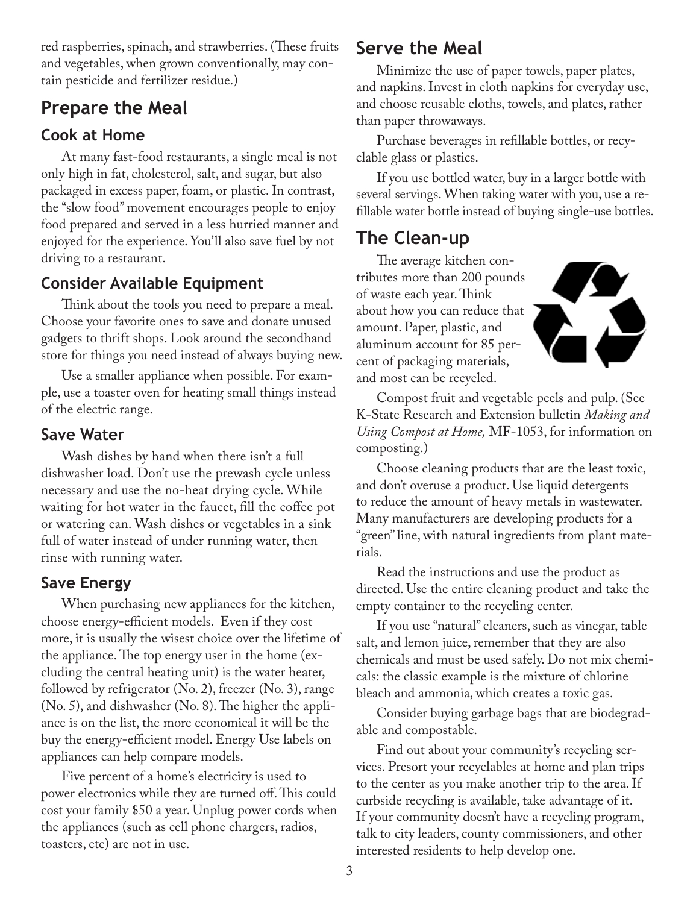red raspberries, spinach, and strawberries. (These fruits and vegetables, when grown conventionally, may contain pesticide and fertilizer residue.)

## Prepare the Meal

### Cook at Home

At many fast-food restaurants, a single meal is not only high in fat, cholesterol, salt, and sugar, but also packaged in excess paper, foam, or plastic. In contrast, the "slow food" movement encourages people to enjoy food prepared and served in a less hurried manner and enjoyed for the experience. You'll also save fuel by not driving to a restaurant.

### Consider Available Equipment

Think about the tools you need to prepare a meal. Choose your favorite ones to save and donate unused gadgets to thrift shops. Look around the secondhand store for things you need instead of always buying new.

Use a smaller appliance when possible. For example, use a toaster oven for heating small things instead of the electric range.

### Save Water

Wash dishes by hand when there isn't a full dishwasher load. Don't use the prewash cycle unless necessary and use the no-heat drying cycle. While waiting for hot water in the faucet, fill the coffee pot or watering can. Wash dishes or vegetables in a sink full of water instead of under running water, then rinse with running water.

### Save Energy

When purchasing new appliances for the kitchen, choose energy-efficient models. Even if they cost more, it is usually the wisest choice over the lifetime of the appliance. The top energy user in the home (excluding the central heating unit) is the water heater, followed by refrigerator (No. 2), freezer (No. 3), range (No. 5), and dishwasher (No. 8). The higher the appliance is on the list, the more economical it will be the buy the energy-efficient model. Energy Use labels on appliances can help compare models.

Five percent of a home's electricity is used to power electronics while they are turned off. This could cost your family $50 a year. Unplug power cords when the appliances (such as cell phone chargers, radios, toasters, etc) are not in use.

## Serve the Meal

Minimize the use of paper towels, paper plates, and napkins. Invest in cloth napkins for everyday use, and choose reusable cloths, towels, and plates, rather than paper throwaways.

Purchase beverages in refillable bottles, or recyclable glass or plastics.

If you use bottled water, buy in a larger bottle with several servings. When taking water with you, use a refillable water bottle instead of buying single-use bottles.

## The Clean-up

The average kitchen contributes more than 200 pounds of waste each year. Think about how you can reduce that amount. Paper, plastic, and aluminum account for 85 percent of packaging materials, and most can be recycled.

Compost fruit and vegetable peels and pulp. (See K-State Research and Extension bulletin *Making and Using Compost at Home,* MF-1053, for information on composting.)

Choose cleaning products that are the least toxic, and don't overuse a product. Use liquid detergents to reduce the amount of heavy metals in wastewater. Many manufacturers are developing products for a "green" line, with natural ingredients from plant materials.

Read the instructions and use the product as directed. Use the entire cleaning product and take the empty container to the recycling center.

If you use "natural" cleaners, such as vinegar, table salt, and lemon juice, remember that they are also chemicals and must be used safely. Do not mix chemicals: the classic example is the mixture of chlorine bleach and ammonia, which creates a toxic gas.

Consider buying garbage bags that are biodegradable and compostable.

Find out about your community's recycling services. Presort your recyclables at home and plan trips to the center as you make another trip to the area. If curbside recycling is available, take advantage of it. If your community doesn't have a recycling program, talk to city leaders, county commissioners, and other interested residents to help develop one.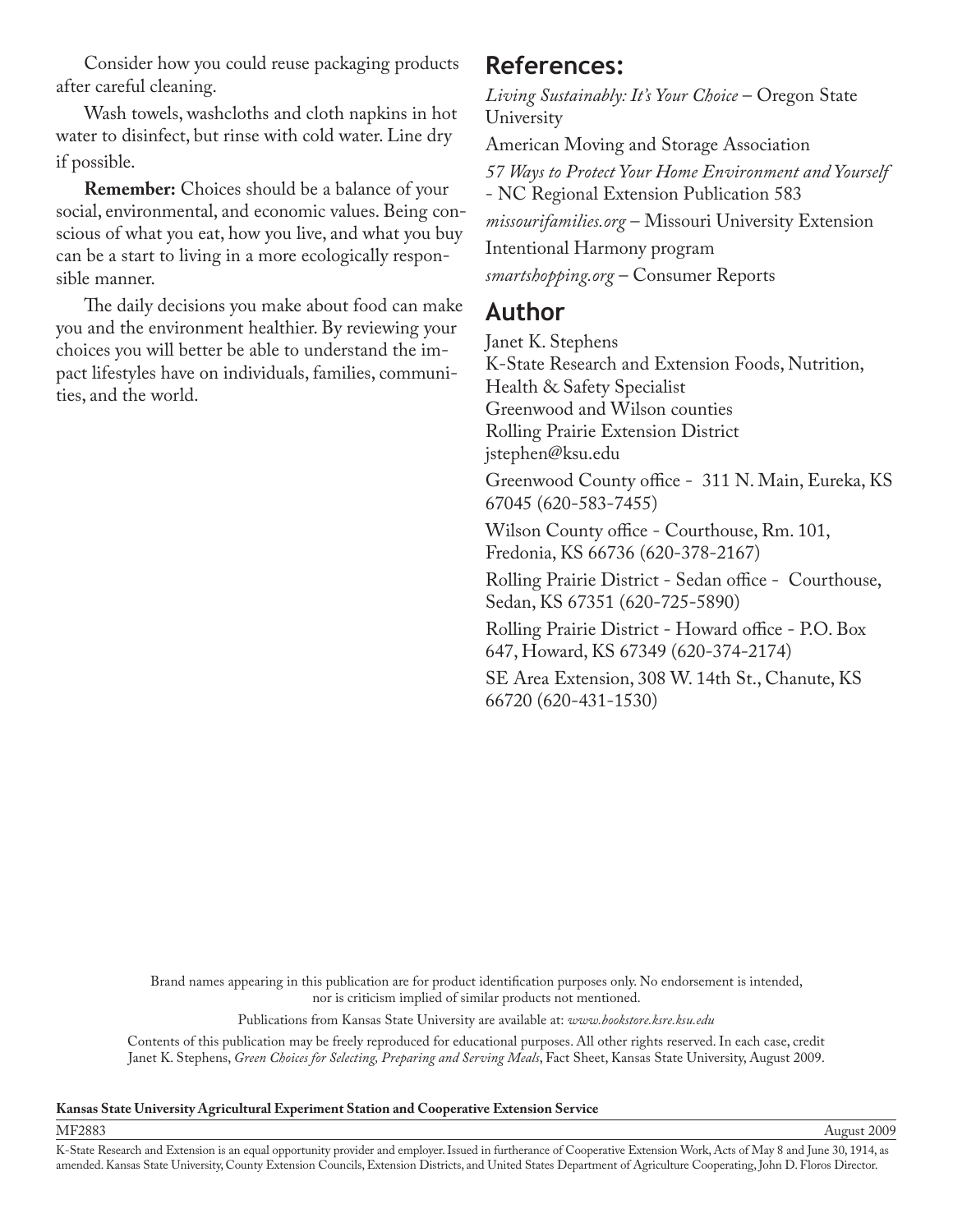Consider how you could reuse packaging products after careful cleaning.

Wash towels, washcloths and cloth napkins in hot water to disinfect, but rinse with cold water. Line dry if possible.

**Remember:** Choices should be a balance of your social, environmental, and economic values. Being conscious of what you eat, how you live, and what you buy can be a start to living in a more ecologically responsible manner.

The daily decisions you make about food can make you and the environment healthier. By reviewing your choices you will better be able to understand the impact lifestyles have on individuals, families, communities, and the world.

## References:

*Living Sustainably: It's Your Choice* – Oregon State University

American Moving and Storage Association

*57 Ways to Protect Your Home Environment and Yourself* - NC Regional Extension Publication 583

*missourifamilies.org* – Missouri University Extension

Intentional Harmony program

*smartshopping.org* – Consumer Reports

## Author

Janet K. Stephens
K-State Research and Extension Foods, Nutrition, Health & Safety Specialist
Greenwood and Wilson counties
Rolling Prairie Extension District
jstephen@ksu.edu

Greenwood County office - 311 N. Main, Eureka, KS 67045 (620-583-7455)

Wilson County office - Courthouse, Rm. 101, Fredonia, KS 66736 (620-378-2167)

Rolling Prairie District - Sedan office - Courthouse, Sedan, KS 67351 (620-725-5890)

Rolling Prairie District - Howard office - P.O. Box 647, Howard, KS 67349 (620-374-2174)

SE Area Extension, 308 W. 14th St., Chanute, KS 66720 (620-431-1530)

Brand names appearing in this publication are for product identification purposes only. No endorsement is intended, nor is criticism implied of similar products not mentioned.

Publications from Kansas State University are available at: *www.bookstore.ksre.ksu.edu*

Contents of this publication may be freely reproduced for educational purposes. All other rights reserved. In each case, credit Janet K. Stephens, *Green Choices for Selecting, Preparing and Serving Meals*, Fact Sheet, Kansas State University, August 2009.

**Kansas State University Agricultural Experiment Station and Cooperative Extension Service**

MF2883 August 2009

K-State Research and Extension is an equal opportunity provider and employer. Issued in furtherance of Cooperative Extension Work, Acts of May 8 and June 30, 1914, as amended. Kansas State University, County Extension Councils, Extension Districts, and United States Department of Agriculture Cooperating, John D. Floros Director.